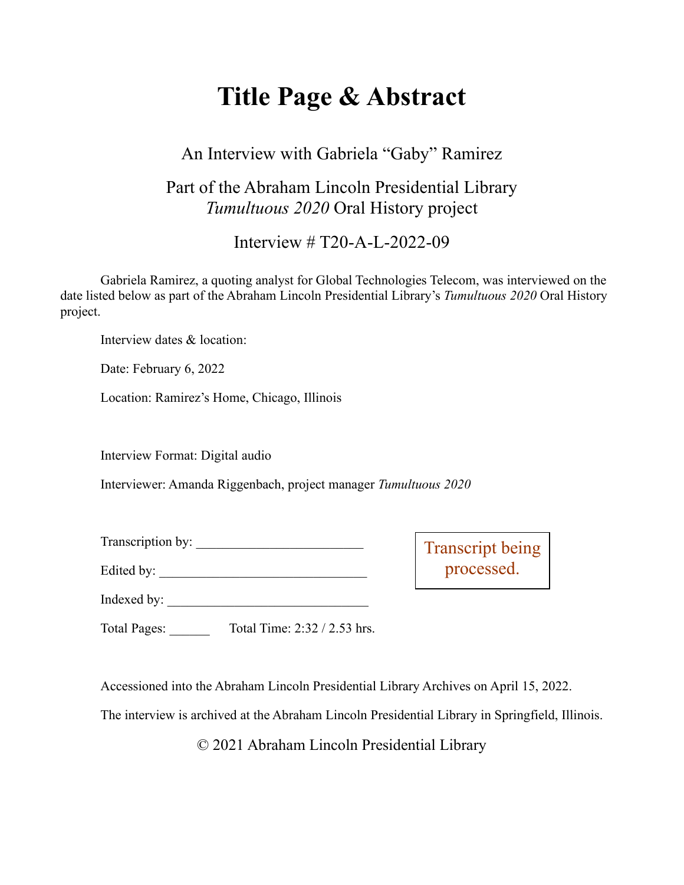# Title Page & Abstract

An Interview with Gabriela “Gaby” Ramirez

Part of the Abraham Lincoln Presidential Library
*Tumultuous 2020* Oral History project

Interview # T20-A-L-2022-09

Gabriela Ramirez, a quoting analyst for Global Technologies Telecom, was interviewed on the date listed below as part of the Abraham Lincoln Presidential Library’s *Tumultuous 2020* Oral History project.

Interview dates & location:

Date: February 6, 2022

Location: Ramirez’s Home, Chicago, Illinois

Interview Format: Digital audio

Interviewer: Amanda Riggenbach, project manager *Tumultuous 2020*

Transcription by: ________________________

Edited by: ______________________________

Indexed by: _____________________________

Total Pages: ______ Total Time: 2:32 / 2.53 hrs.

Transcript being processed.

Accessioned into the Abraham Lincoln Presidential Library Archives on April 15, 2022.

The interview is archived at the Abraham Lincoln Presidential Library in Springfield, Illinois.

© 2021 Abraham Lincoln Presidential Library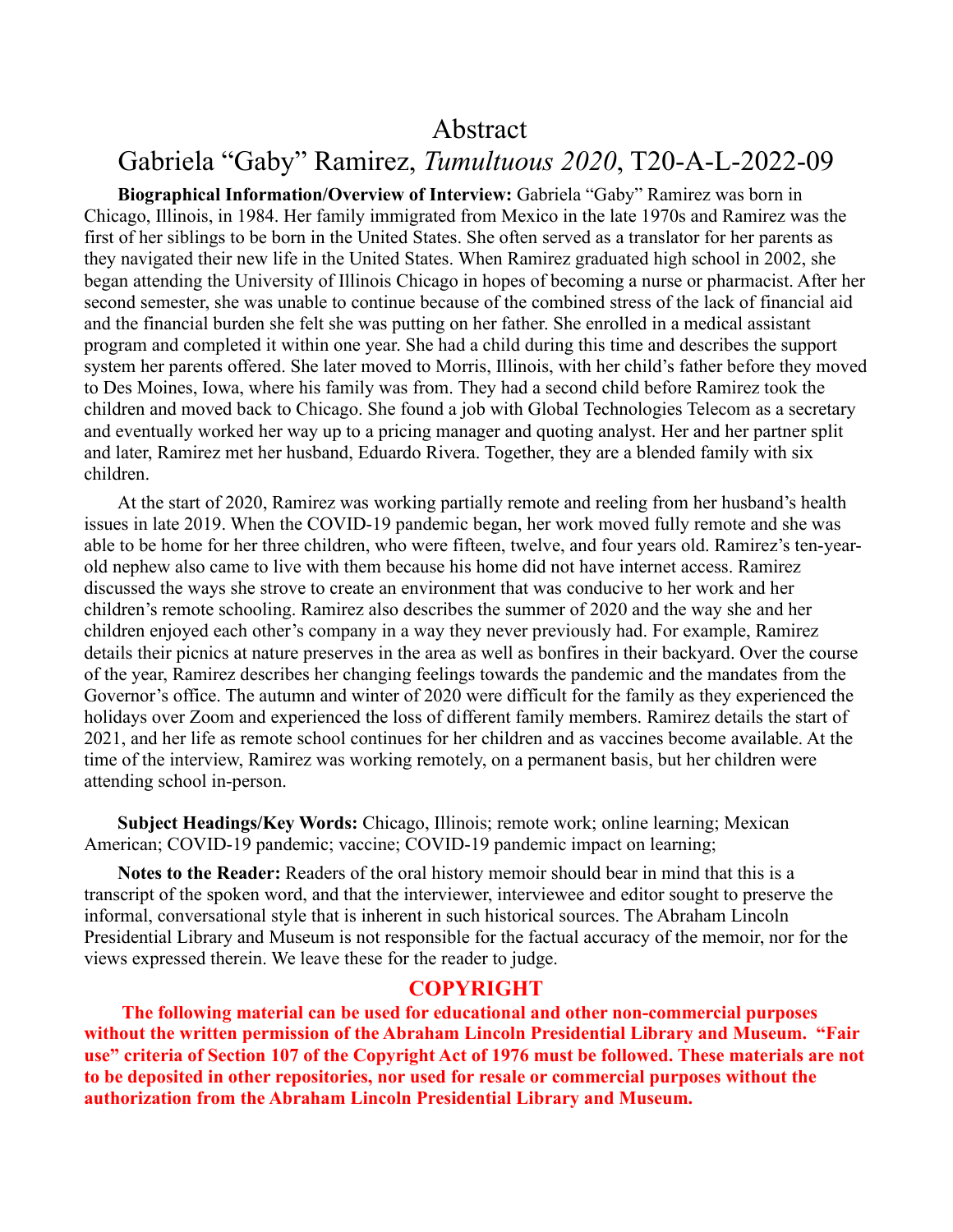# Abstract

## Gabriela "Gaby" Ramirez, *Tumultuous 2020*, T20-A-L-2022-09

**Biographical Information/Overview of Interview:** Gabriela "Gaby" Ramirez was born in Chicago, Illinois, in 1984. Her family immigrated from Mexico in the late 1970s and Ramirez was the first of her siblings to be born in the United States. She often served as a translator for her parents as they navigated their new life in the United States. When Ramirez graduated high school in 2002, she began attending the University of Illinois Chicago in hopes of becoming a nurse or pharmacist. After her second semester, she was unable to continue because of the combined stress of the lack of financial aid and the financial burden she felt she was putting on her father. She enrolled in a medical assistant program and completed it within one year. She had a child during this time and describes the support system her parents offered. She later moved to Morris, Illinois, with her child's father before they moved to Des Moines, Iowa, where his family was from. They had a second child before Ramirez took the children and moved back to Chicago. She found a job with Global Technologies Telecom as a secretary and eventually worked her way up to a pricing manager and quoting analyst. Her and her partner split and later, Ramirez met her husband, Eduardo Rivera. Together, they are a blended family with six children.

At the start of 2020, Ramirez was working partially remote and reeling from her husband's health issues in late 2019. When the COVID-19 pandemic began, her work moved fully remote and she was able to be home for her three children, who were fifteen, twelve, and four years old. Ramirez's ten-year-old nephew also came to live with them because his home did not have internet access. Ramirez discussed the ways she strove to create an environment that was conducive to her work and her children's remote schooling. Ramirez also describes the summer of 2020 and the way she and her children enjoyed each other's company in a way they never previously had. For example, Ramirez details their picnics at nature preserves in the area as well as bonfires in their backyard. Over the course of the year, Ramirez describes her changing feelings towards the pandemic and the mandates from the Governor's office. The autumn and winter of 2020 were difficult for the family as they experienced the holidays over Zoom and experienced the loss of different family members. Ramirez details the start of 2021, and her life as remote school continues for her children and as vaccines become available. At the time of the interview, Ramirez was working remotely, on a permanent basis, but her children were attending school in-person.

**Subject Headings/Key Words:** Chicago, Illinois; remote work; online learning; Mexican American; COVID-19 pandemic; vaccine; COVID-19 pandemic impact on learning;

**Notes to the Reader:** Readers of the oral history memoir should bear in mind that this is a transcript of the spoken word, and that the interviewer, interviewee and editor sought to preserve the informal, conversational style that is inherent in such historical sources. The Abraham Lincoln Presidential Library and Museum is not responsible for the factual accuracy of the memoir, nor for the views expressed therein. We leave these for the reader to judge.

## COPYRIGHT

**The following material can be used for educational and other non-commercial purposes without the written permission of the Abraham Lincoln Presidential Library and Museum. "Fair use" criteria of Section 107 of the Copyright Act of 1976 must be followed. These materials are not to be deposited in other repositories, nor used for resale or commercial purposes without the authorization from the Abraham Lincoln Presidential Library and Museum.**